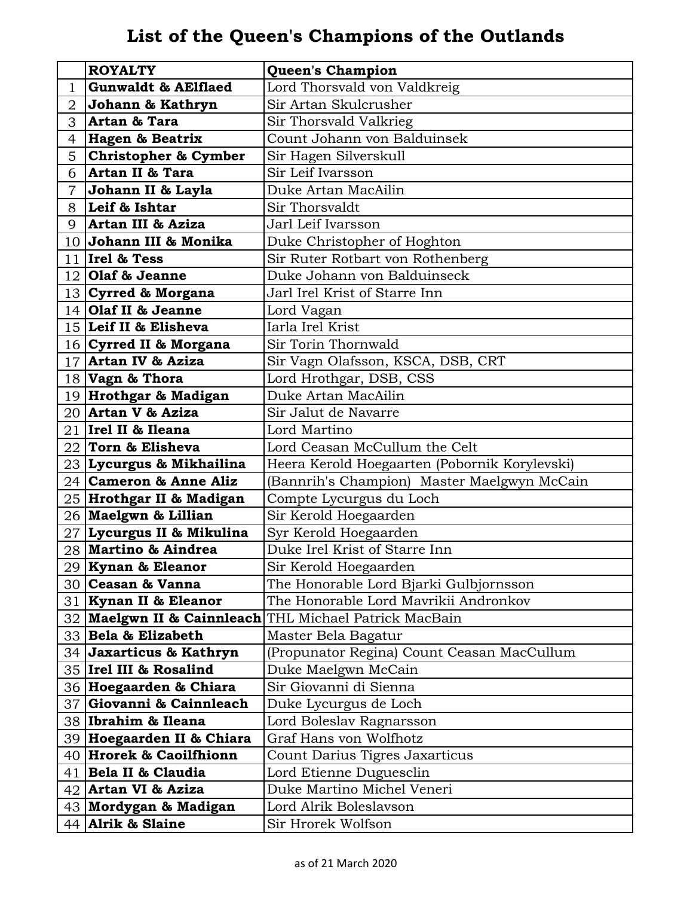# List of the Queen's Champions of the Outlands

| | ROYALTY | Queen's Champion |
|---|---|---|
| 1 | **Gunwaldt & AElflaed** | Lord Thorsvald von Valdkreig |
| 2 | **Johann & Kathryn** | Sir Artan Skulcrusher |
| 3 | **Artan & Tara** | Sir Thorsvald Valkrieg |
| 4 | **Hagen & Beatrix** | Count Johann von Balduinsek |
| 5 | **Christopher & Cymber** | Sir Hagen Silverskull |
| 6 | **Artan II & Tara** | Sir Leif Ivarsson |
| 7 | **Johann II & Layla** | Duke Artan MacAilin |
| 8 | **Leif & Ishtar** | Sir Thorsvaldt |
| 9 | **Artan III & Aziza** | Jarl Leif Ivarsson |
| 10 | **Johann III & Monika** | Duke Christopher of Hoghton |
| 11 | **Irel & Tess** | Sir Ruter Rotbart von Rothenberg |
| 12 | **Olaf & Jeanne** | Duke Johann von Balduinseck |
| 13 | **Cyrred & Morgana** | Jarl Irel Krist of Starre Inn |
| 14 | **Olaf II & Jeanne** | Lord Vagan |
| 15 | **Leif II & Elisheva** | Iarla Irel Krist |
| 16 | **Cyrred II & Morgana** | Sir Torin Thornwald |
| 17 | **Artan IV & Aziza** | Sir Vagn Olafsson, KSCA, DSB, CRT |
| 18 | **Vagn & Thora** | Lord Hrothgar, DSB, CSS |
| 19 | **Hrothgar & Madigan** | Duke Artan MacAilin |
| 20 | **Artan V & Aziza** | Sir Jalut de Navarre |
| 21 | **Irel II & Ileana** | Lord Martino |
| 22 | **Torn & Elisheva** | Lord Ceasan McCullum the Celt |
| 23 | **Lycurgus & Mikhailina** | Heera Kerold Hoegaarten (Pobornik Korylevski) |
| 24 | **Cameron & Anne Aliz** | (Bannrih's Champion) Master Maelgwyn McCain |
| 25 | **Hrothgar II & Madigan** | Compte Lycurgus du Loch |
| 26 | **Maelgwn & Lillian** | Sir Kerold Hoegaarden |
| 27 | **Lycurgus II & Mikulina** | Syr Kerold Hoegaarden |
| 28 | **Martino & Aindrea** | Duke Irel Krist of Starre Inn |
| 29 | **Kynan & Eleanor** | Sir Kerold Hoegaarden |
| 30 | **Ceasan & Vanna** | The Honorable Lord Bjarki Gulbjornsson |
| 31 | **Kynan II & Eleanor** | The Honorable Lord Mavrikii Andronkov |
| 32 | **Maelgwn II & Cainnleach** | THL Michael Patrick MacBain |
| 33 | **Bela & Elizabeth** | Master Bela Bagatur |
| 34 | **Jaxarticus & Kathryn** | (Propunator Regina) Count Ceasan MacCullum |
| 35 | **Irel III & Rosalind** | Duke Maelgwn McCain |
| 36 | **Hoegaarden & Chiara** | Sir Giovanni di Sienna |
| 37 | **Giovanni & Cainnleach** | Duke Lycurgus de Loch |
| 38 | **Ibrahim & Ileana** | Lord Boleslav Ragnarsson |
| 39 | **Hoegaarden II & Chiara** | Graf Hans von Wolfhotz |
| 40 | **Hrorek & Caoilfhionn** | Count Darius Tigres Jaxarticus |
| 41 | **Bela II & Claudia** | Lord Etienne Duguesclin |
| 42 | **Artan VI & Aziza** | Duke Martino Michel Veneri |
| 43 | **Mordygan & Madigan** | Lord Alrik Boleslavson |
| 44 | **Alrik & Slaine** | Sir Hrorek Wolfson |

as of 21 March 2020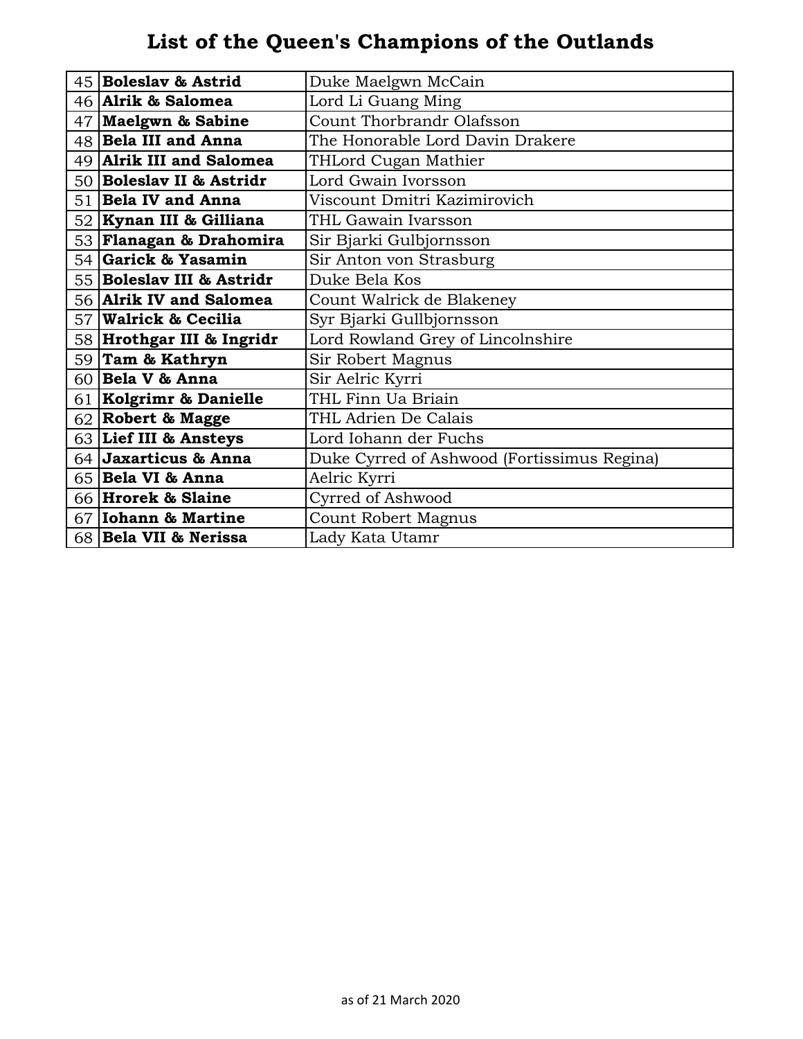# List of the Queen's Champions of the Outlands

| | | |
|---|---|---|
| 45 | **Boleslav & Astrid** | Duke Maelgwn McCain |
| 46 | **Alrik & Salomea** | Lord Li Guang Ming |
| 47 | **Maelgwn & Sabine** | Count Thorbrandr Olafsson |
| 48 | **Bela III and Anna** | The Honorable Lord Davin Drakere |
| 49 | **Alrik III and Salomea** | THLord Cugan Mathier |
| 50 | **Boleslav II & Astridr** | Lord Gwain Ivorsson |
| 51 | **Bela IV and Anna** | Viscount Dmitri Kazimirovich |
| 52 | **Kynan III & Gilliana** | THL Gawain Ivarsson |
| 53 | **Flanagan & Drahomira** | Sir Bjarki Gulbjornsson |
| 54 | **Garick & Yasamin** | Sir Anton von Strasburg |
| 55 | **Boleslav III & Astridr** | Duke Bela Kos |
| 56 | **Alrik IV and Salomea** | Count Walrick de Blakeney |
| 57 | **Walrick & Cecilia** | Syr Bjarki Gullbjornsson |
| 58 | **Hrothgar III & Ingridr** | Lord Rowland Grey of Lincolnshire |
| 59 | **Tam & Kathryn** | Sir Robert Magnus |
| 60 | **Bela V & Anna** | Sir Aelric Kyrri |
| 61 | **Kolgrimr & Danielle** | THL Finn Ua Briain |
| 62 | **Robert & Magge** | THL Adrien De Calais |
| 63 | **Lief III & Ansteys** | Lord Iohann der Fuchs |
| 64 | **Jaxarticus & Anna** | Duke Cyrred of Ashwood (Fortissimus Regina) |
| 65 | **Bela VI & Anna** | Aelric Kyrri |
| 66 | **Hrorek & Slaine** | Cyrred of Ashwood |
| 67 | **Iohann & Martine** | Count Robert Magnus |
| 68 | **Bela VII & Nerissa** | Lady Kata Utamr |

as of 21 March 2020